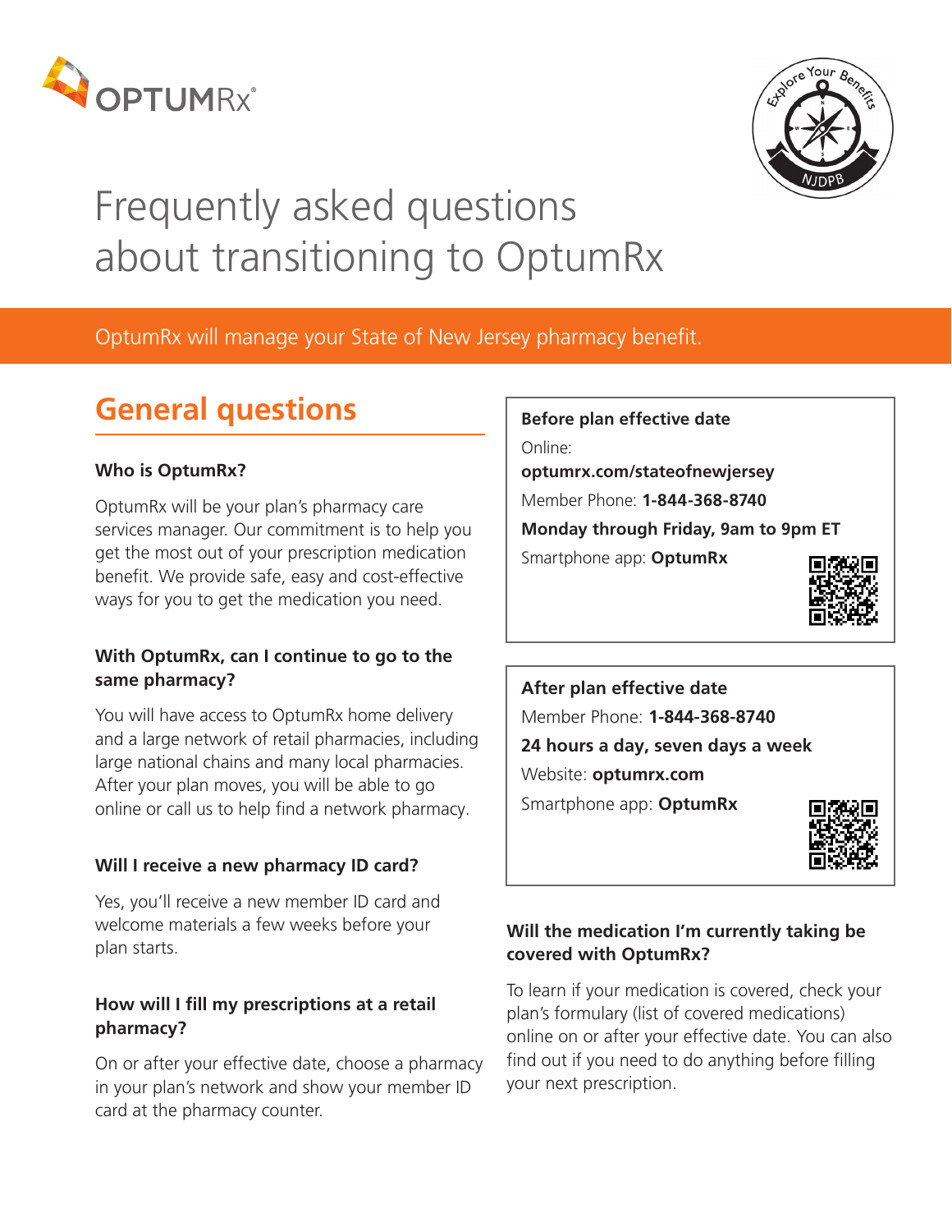# Frequently asked questions about transitioning to OptumRx

OptumRx will manage your State of New Jersey pharmacy benefit.

## General questions

### Who is OptumRx?

OptumRx will be your plan's pharmacy care services manager. Our commitment is to help you get the most out of your prescription medication benefit. We provide safe, easy and cost-effective ways for you to get the medication you need.

### With OptumRx, can I continue to go to the same pharmacy?

You will have access to OptumRx home delivery and a large network of retail pharmacies, including large national chains and many local pharmacies. After your plan moves, you will be able to go online or call us to help find a network pharmacy.

### Will I receive a new pharmacy ID card?

Yes, you'll receive a new member ID card and welcome materials a few weeks before your plan starts.

### How will I fill my prescriptions at a retail pharmacy?

On or after your effective date, choose a pharmacy in your plan's network and show your member ID card at the pharmacy counter.

**Before plan effective date**

Online:
**optumrx.com/stateofnewjersey**

Member Phone: **1-844-368-8740**

**Monday through Friday, 9am to 9pm ET**

Smartphone app: **OptumRx**

**After plan effective date**

Member Phone: **1-844-368-8740**

**24 hours a day, seven days a week**

Website: **optumrx.com**

Smartphone app: **OptumRx**

### Will the medication I'm currently taking be covered with OptumRx?

To learn if your medication is covered, check your plan's formulary (list of covered medications) online on or after your effective date. You can also find out if you need to do anything before filling your next prescription.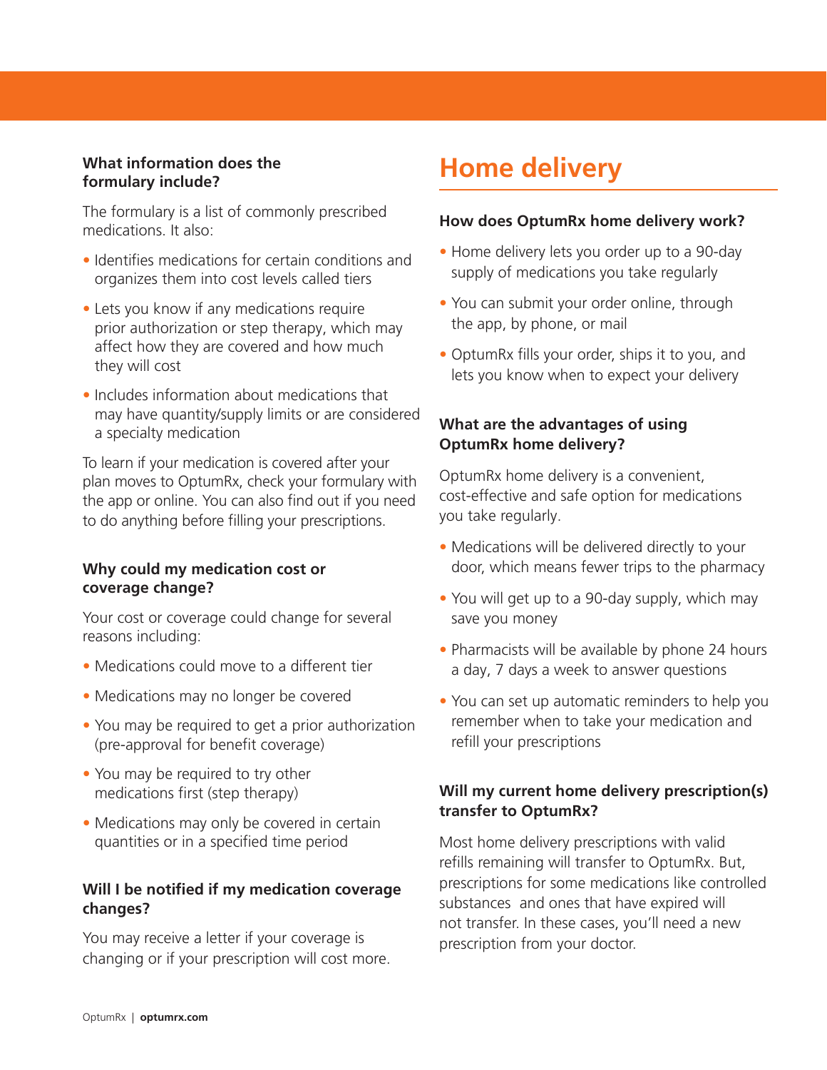### What information does the formulary include?

The formulary is a list of commonly prescribed medications. It also:

- Identifies medications for certain conditions and organizes them into cost levels called tiers
- Lets you know if any medications require prior authorization or step therapy, which may affect how they are covered and how much they will cost
- Includes information about medications that may have quantity/supply limits or are considered a specialty medication

To learn if your medication is covered after your plan moves to OptumRx, check your formulary with the app or online. You can also find out if you need to do anything before filling your prescriptions.

### Why could my medication cost or coverage change?

Your cost or coverage could change for several reasons including:

- Medications could move to a different tier
- Medications may no longer be covered
- You may be required to get a prior authorization (pre-approval for benefit coverage)
- You may be required to try other medications first (step therapy)
- Medications may only be covered in certain quantities or in a specified time period

### Will I be notified if my medication coverage changes?

You may receive a letter if your coverage is changing or if your prescription will cost more.

## Home delivery

### How does OptumRx home delivery work?

- Home delivery lets you order up to a 90-day supply of medications you take regularly
- You can submit your order online, through the app, by phone, or mail
- OptumRx fills your order, ships it to you, and lets you know when to expect your delivery

### What are the advantages of using OptumRx home delivery?

OptumRx home delivery is a convenient, cost-effective and safe option for medications you take regularly.

- Medications will be delivered directly to your door, which means fewer trips to the pharmacy
- You will get up to a 90-day supply, which may save you money
- Pharmacists will be available by phone 24 hours a day, 7 days a week to answer questions
- You can set up automatic reminders to help you remember when to take your medication and refill your prescriptions

### Will my current home delivery prescription(s) transfer to OptumRx?

Most home delivery prescriptions with valid refills remaining will transfer to OptumRx. But, prescriptions for some medications like controlled substances and ones that have expired will not transfer. In these cases, you'll need a new prescription from your doctor.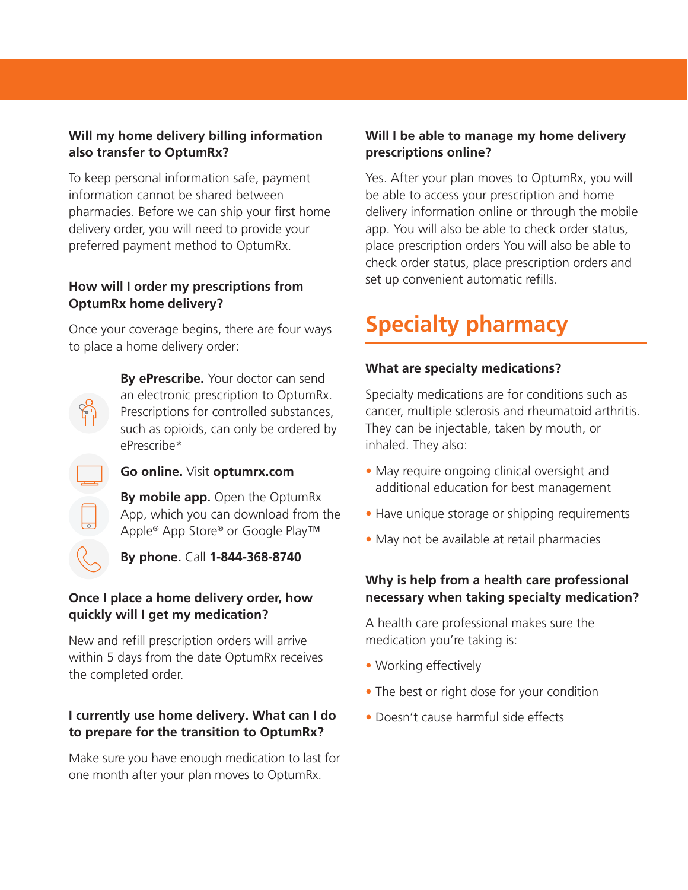### Will my home delivery billing information also transfer to OptumRx?

To keep personal information safe, payment information cannot be shared between pharmacies. Before we can ship your first home delivery order, you will need to provide your preferred payment method to OptumRx.

### How will I order my prescriptions from OptumRx home delivery?

Once your coverage begins, there are four ways to place a home delivery order:

**By ePrescribe.** Your doctor can send an electronic prescription to OptumRx. Prescriptions for controlled substances, such as opioids, can only be ordered by ePrescribe*

**Go online.** Visit **optumrx.com**

**By mobile app.** Open the OptumRx App, which you can download from the Apple® App Store® or Google Play™

**By phone.** Call **1-844-368-8740**

### Once I place a home delivery order, how quickly will I get my medication?

New and refill prescription orders will arrive within 5 days from the date OptumRx receives the completed order.

### I currently use home delivery. What can I do to prepare for the transition to OptumRx?

Make sure you have enough medication to last for one month after your plan moves to OptumRx.

### Will I be able to manage my home delivery prescriptions online?

Yes. After your plan moves to OptumRx, you will be able to access your prescription and home delivery information online or through the mobile app. You will also be able to check order status, place prescription orders You will also be able to check order status, place prescription orders and set up convenient automatic refills.

## Specialty pharmacy

### What are specialty medications?

Specialty medications are for conditions such as cancer, multiple sclerosis and rheumatoid arthritis. They can be injectable, taken by mouth, or inhaled. They also:

- May require ongoing clinical oversight and additional education for best management
- Have unique storage or shipping requirements
- May not be available at retail pharmacies

### Why is help from a health care professional necessary when taking specialty medication?

A health care professional makes sure the medication you're taking is:

- Working effectively
- The best or right dose for your condition
- Doesn't cause harmful side effects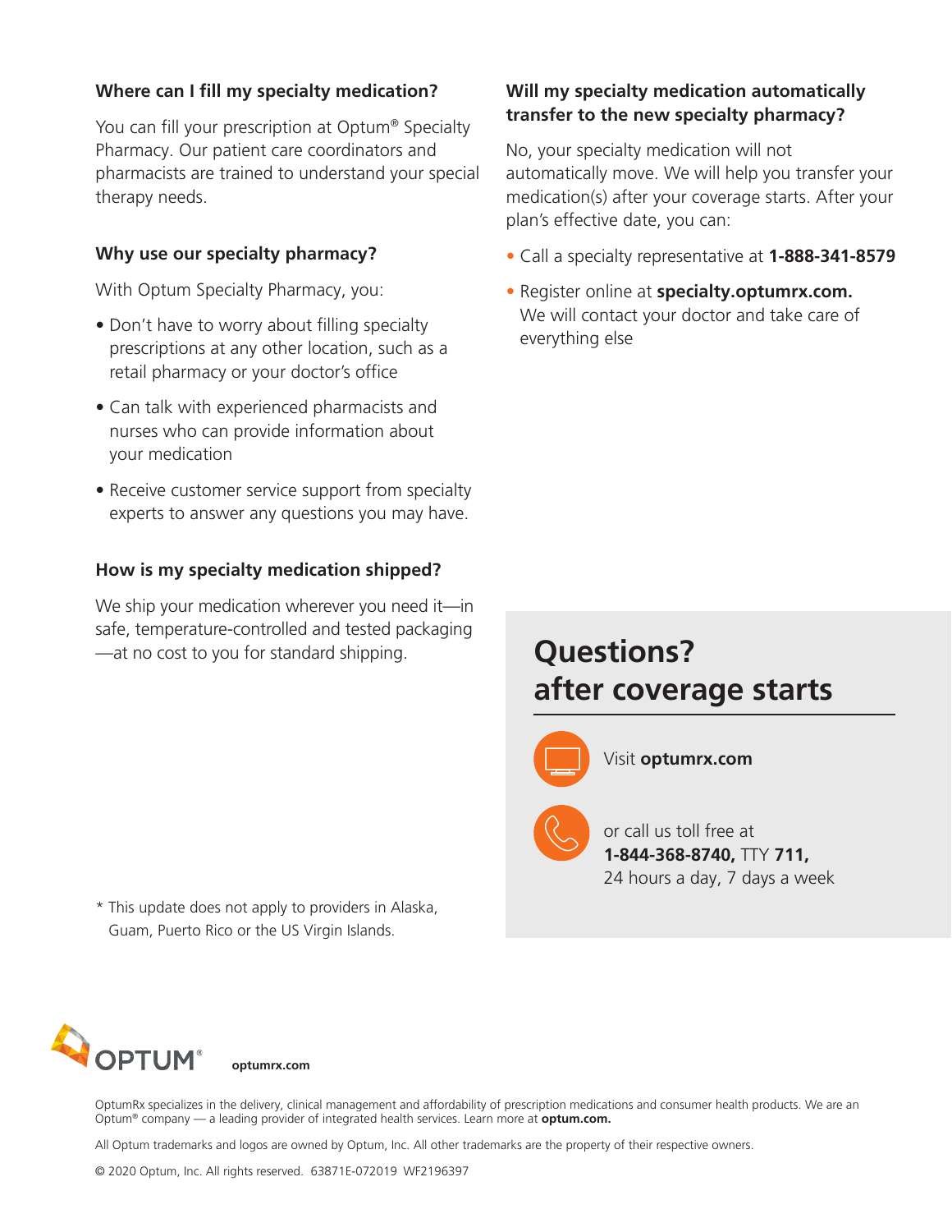### Where can I fill my specialty medication?

You can fill your prescription at Optum® Specialty Pharmacy. Our patient care coordinators and pharmacists are trained to understand your special therapy needs.

### Why use our specialty pharmacy?

With Optum Specialty Pharmacy, you:

- Don't have to worry about filling specialty prescriptions at any other location, such as a retail pharmacy or your doctor's office
- Can talk with experienced pharmacists and nurses who can provide information about your medication
- Receive customer service support from specialty experts to answer any questions you may have.

### How is my specialty medication shipped?

We ship your medication wherever you need it—in safe, temperature-controlled and tested packaging—at no cost to you for standard shipping.

* This update does not apply to providers in Alaska, Guam, Puerto Rico or the US Virgin Islands.

### Will my specialty medication automatically transfer to the new specialty pharmacy?

No, your specialty medication will not automatically move. We will help you transfer your medication(s) after your coverage starts. After your plan's effective date, you can:

- Call a specialty representative at **1-888-341-8579**
- Register online at **specialty.optumrx.com.** We will contact your doctor and take care of everything else

## Questions? after coverage starts

Visit **optumrx.com**

or call us toll free at **1-844-368-8740,** TTY **711,** 24 hours a day, 7 days a week

OPTUM® **optumrx.com**

OptumRx specializes in the delivery, clinical management and affordability of prescription medications and consumer health products. We are an Optum® company — a leading provider of integrated health services. Learn more at **optum.com.**

All Optum trademarks and logos are owned by Optum, Inc. All other trademarks are the property of their respective owners.

© 2020 Optum, Inc. All rights reserved. 63871E-072019 WF2196397